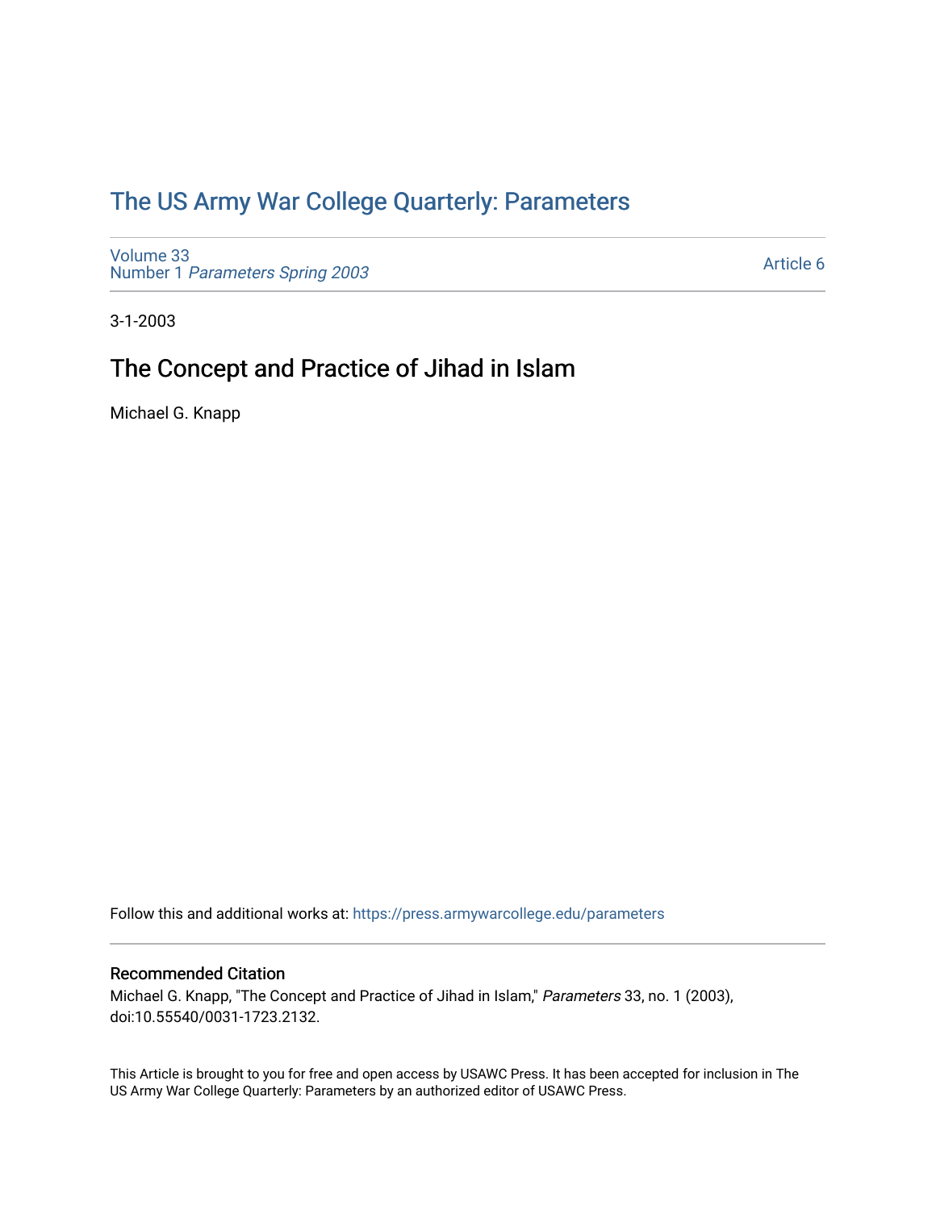# The US Army War College Quarterly: Parameters

Volume 33
Number 1 *Parameters Spring 2003*

Article 6

3-1-2003

## The Concept and Practice of Jihad in Islam

Michael G. Knapp

Follow this and additional works at: https://press.armywarcollege.edu/parameters

### Recommended Citation

Michael G. Knapp, "The Concept and Practice of Jihad in Islam," *Parameters* 33, no. 1 (2003), doi:10.55540/0031-1723.2132.

This Article is brought to you for free and open access by USAWC Press. It has been accepted for inclusion in The US Army War College Quarterly: Parameters by an authorized editor of USAWC Press.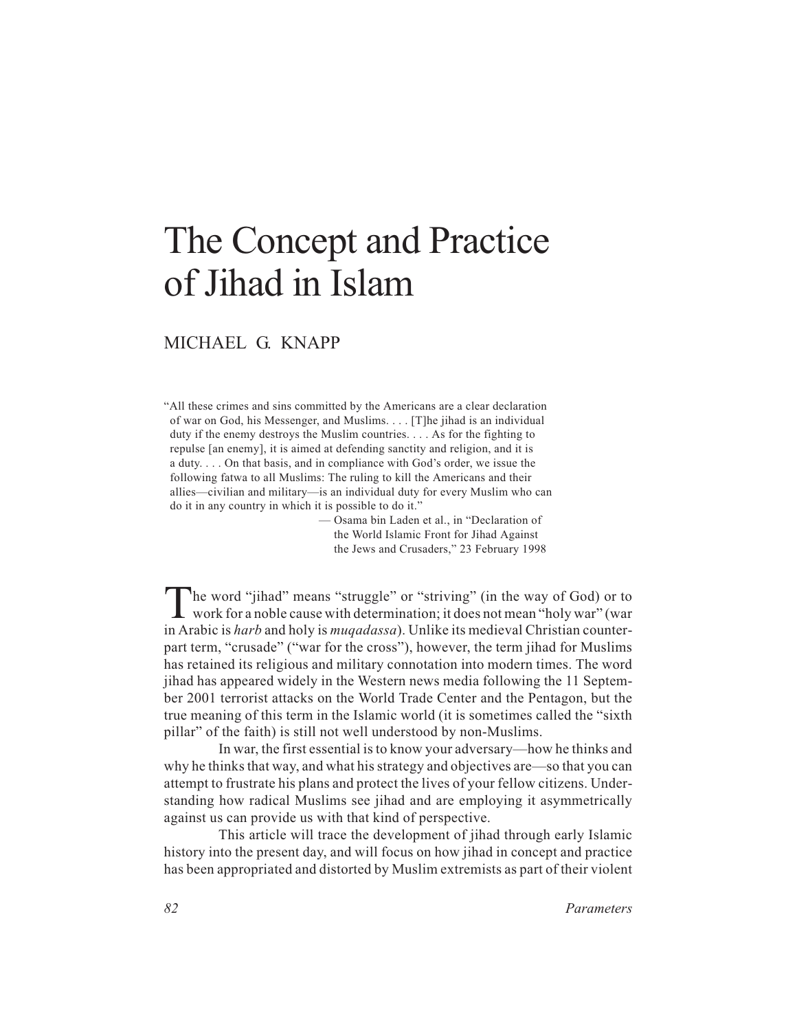# The Concept and Practice of Jihad in Islam

MICHAEL G. KNAPP

> "All these crimes and sins committed by the Americans are a clear declaration of war on God, his Messenger, and Muslims. . . . [T]he jihad is an individual duty if the enemy destroys the Muslim countries. . . . As for the fighting to repulse [an enemy], it is aimed at defending sanctity and religion, and it is a duty. . . . On that basis, and in compliance with God's order, we issue the following fatwa to all Muslims: The ruling to kill the Americans and their allies—civilian and military—is an individual duty for every Muslim who can do it in any country in which it is possible to do it."
>
> — Osama bin Laden et al., in "Declaration of the World Islamic Front for Jihad Against the Jews and Crusaders," 23 February 1998

The word "jihad" means "struggle" or "striving" (in the way of God) or to work for a noble cause with determination; it does not mean "holy war" (war in Arabic is *harb* and holy is *muqadassa*). Unlike its medieval Christian counterpart term, "crusade" ("war for the cross"), however, the term jihad for Muslims has retained its religious and military connotation into modern times. The word jihad has appeared widely in the Western news media following the 11 September 2001 terrorist attacks on the World Trade Center and the Pentagon, but the true meaning of this term in the Islamic world (it is sometimes called the "sixth pillar" of the faith) is still not well understood by non-Muslims.

In war, the first essential is to know your adversary—how he thinks and why he thinks that way, and what his strategy and objectives are—so that you can attempt to frustrate his plans and protect the lives of your fellow citizens. Understanding how radical Muslims see jihad and are employing it asymmetrically against us can provide us with that kind of perspective.

This article will trace the development of jihad through early Islamic history into the present day, and will focus on how jihad in concept and practice has been appropriated and distorted by Muslim extremists as part of their violent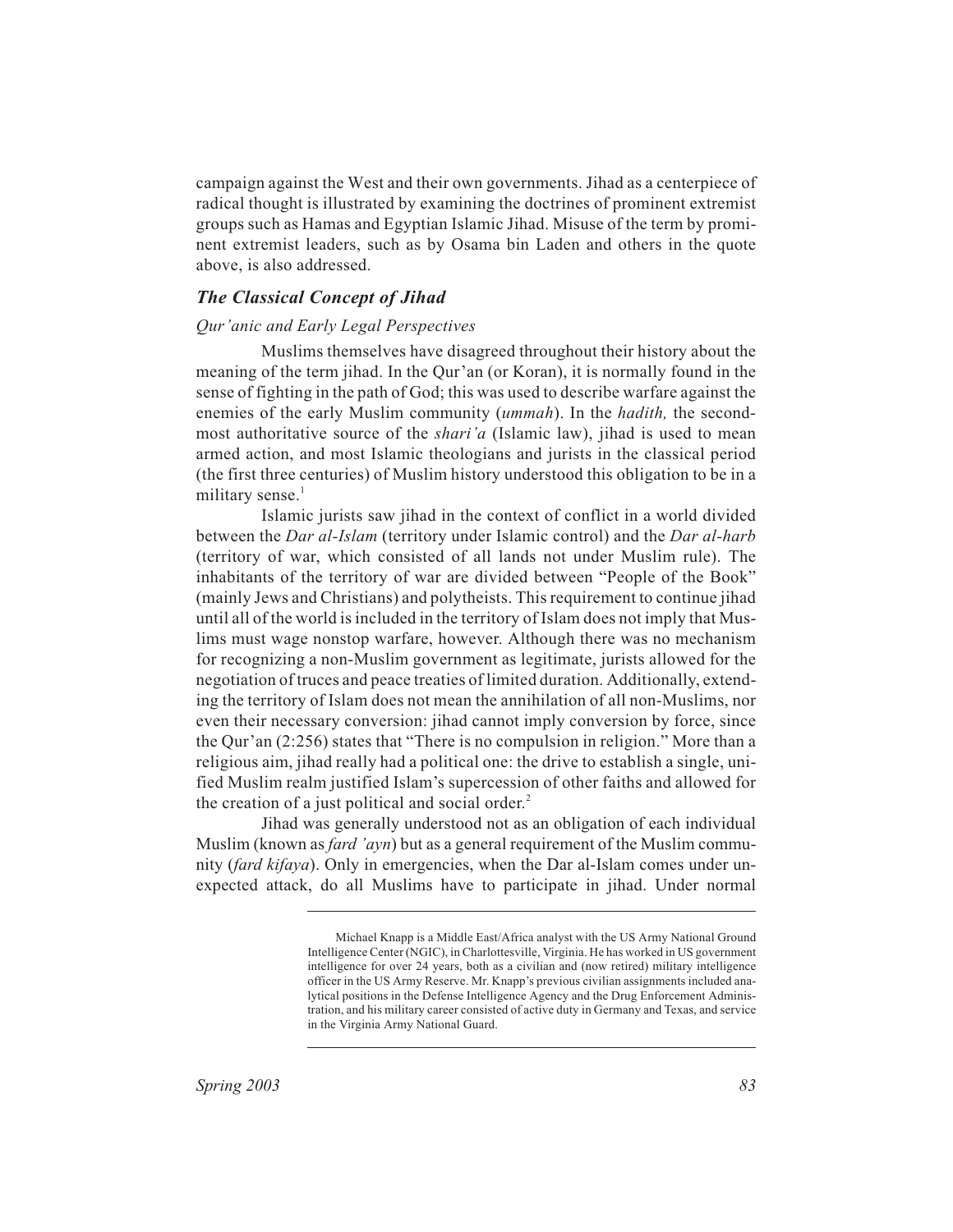campaign against the West and their own governments. Jihad as a centerpiece of radical thought is illustrated by examining the doctrines of prominent extremist groups such as Hamas and Egyptian Islamic Jihad. Misuse of the term by prominent extremist leaders, such as by Osama bin Laden and others in the quote above, is also addressed.

## *The Classical Concept of Jihad*

### *Qur'anic and Early Legal Perspectives*

Muslims themselves have disagreed throughout their history about the meaning of the term jihad. In the Qur'an (or Koran), it is normally found in the sense of fighting in the path of God; this was used to describe warfare against the enemies of the early Muslim community (*ummah*). In the *hadith,* the second-most authoritative source of the *shari'a* (Islamic law), jihad is used to mean armed action, and most Islamic theologians and jurists in the classical period (the first three centuries) of Muslim history understood this obligation to be in a military sense.[1]

Islamic jurists saw jihad in the context of conflict in a world divided between the *Dar al-Islam* (territory under Islamic control) and the *Dar al-harb* (territory of war, which consisted of all lands not under Muslim rule). The inhabitants of the territory of war are divided between "People of the Book" (mainly Jews and Christians) and polytheists. This requirement to continue jihad until all of the world is included in the territory of Islam does not imply that Muslims must wage nonstop warfare, however. Although there was no mechanism for recognizing a non-Muslim government as legitimate, jurists allowed for the negotiation of truces and peace treaties of limited duration. Additionally, extending the territory of Islam does not mean the annihilation of all non-Muslims, nor even their necessary conversion: jihad cannot imply conversion by force, since the Qur'an (2:256) states that "There is no compulsion in religion." More than a religious aim, jihad really had a political one: the drive to establish a single, unified Muslim realm justified Islam's supercession of other faiths and allowed for the creation of a just political and social order.[2]

Jihad was generally understood not as an obligation of each individual Muslim (known as *fard 'ayn*) but as a general requirement of the Muslim community (*fard kifaya*). Only in emergencies, when the Dar al-Islam comes under unexpected attack, do all Muslims have to participate in jihad. Under normal

---

Michael Knapp is a Middle East/Africa analyst with the US Army National Ground Intelligence Center (NGIC), in Charlottesville, Virginia. He has worked in US government intelligence for over 24 years, both as a civilian and (now retired) military intelligence officer in the US Army Reserve. Mr. Knapp's previous civilian assignments included analytical positions in the Defense Intelligence Agency and the Drug Enforcement Administration, and his military career consisted of active duty in Germany and Texas, and service in the Virginia Army National Guard.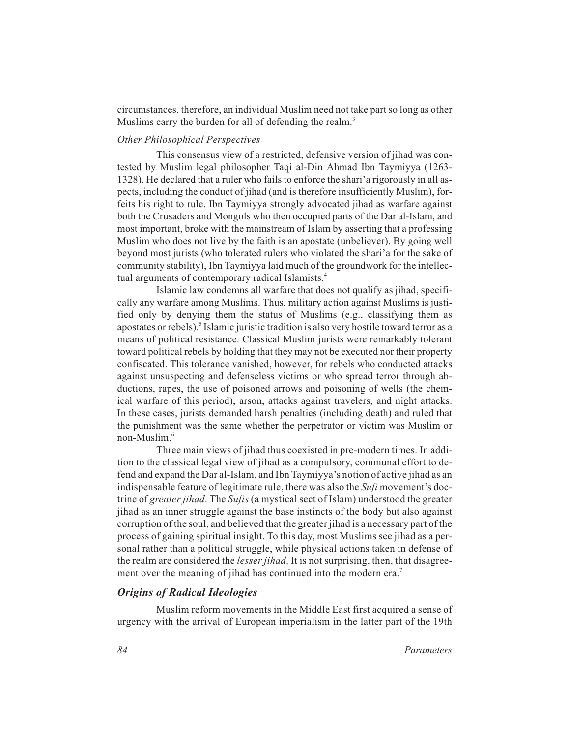circumstances, therefore, an individual Muslim need not take part so long as other Muslims carry the burden for all of defending the realm.[3]

### *Other Philosophical Perspectives*

This consensus view of a restricted, defensive version of jihad was contested by Muslim legal philosopher Taqi al-Din Ahmad Ibn Taymiyya (1263-1328). He declared that a ruler who fails to enforce the shari'a rigorously in all aspects, including the conduct of jihad (and is therefore insufficiently Muslim), forfeits his right to rule. Ibn Taymiyya strongly advocated jihad as warfare against both the Crusaders and Mongols who then occupied parts of the Dar al-Islam, and most important, broke with the mainstream of Islam by asserting that a professing Muslim who does not live by the faith is an apostate (unbeliever). By going well beyond most jurists (who tolerated rulers who violated the shari'a for the sake of community stability), Ibn Taymiyya laid much of the groundwork for the intellectual arguments of contemporary radical Islamists.[4]

Islamic law condemns all warfare that does not qualify as jihad, specifically any warfare among Muslims. Thus, military action against Muslims is justified only by denying them the status of Muslims (e.g., classifying them as apostates or rebels).[5] Islamic juristic tradition is also very hostile toward terror as a means of political resistance. Classical Muslim jurists were remarkably tolerant toward political rebels by holding that they may not be executed nor their property confiscated. This tolerance vanished, however, for rebels who conducted attacks against unsuspecting and defenseless victims or who spread terror through abductions, rapes, the use of poisoned arrows and poisoning of wells (the chemical warfare of this period), arson, attacks against travelers, and night attacks. In these cases, jurists demanded harsh penalties (including death) and ruled that the punishment was the same whether the perpetrator or victim was Muslim or non-Muslim.[6]

Three main views of jihad thus coexisted in pre-modern times. In addition to the classical legal view of jihad as a compulsory, communal effort to defend and expand the Dar al-Islam, and Ibn Taymiyya's notion of active jihad as an indispensable feature of legitimate rule, there was also the *Sufi* movement's doctrine of *greater jihad*. The *Sufis* (a mystical sect of Islam) understood the greater jihad as an inner struggle against the base instincts of the body but also against corruption of the soul, and believed that the greater jihad is a necessary part of the process of gaining spiritual insight. To this day, most Muslims see jihad as a personal rather than a political struggle, while physical actions taken in defense of the realm are considered the *lesser jihad*. It is not surprising, then, that disagreement over the meaning of jihad has continued into the modern era.[7]

## *Origins of Radical Ideologies*

Muslim reform movements in the Middle East first acquired a sense of urgency with the arrival of European imperialism in the latter part of the 19th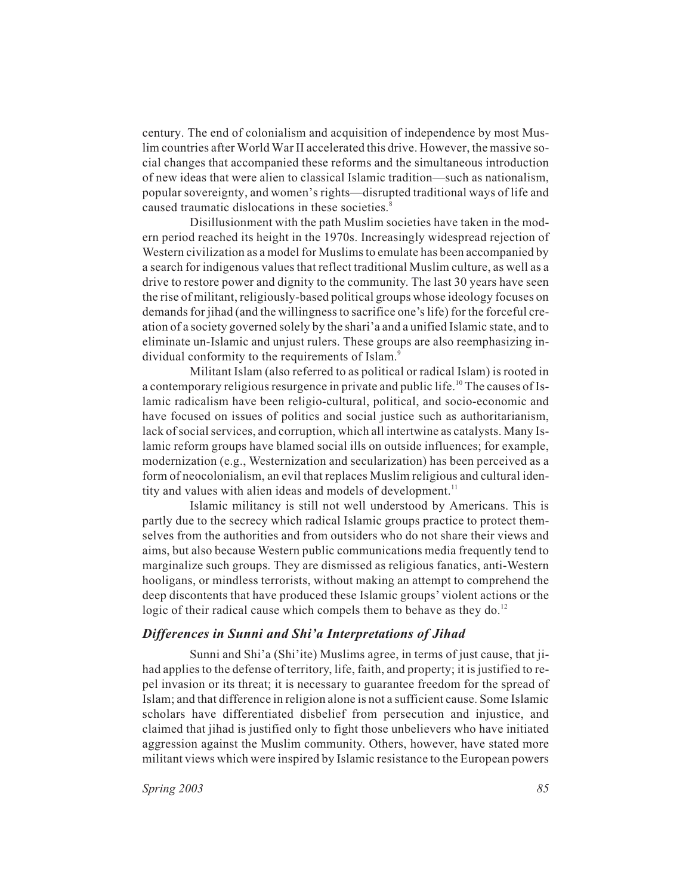century. The end of colonialism and acquisition of independence by most Muslim countries after World War II accelerated this drive. However, the massive social changes that accompanied these reforms and the simultaneous introduction of new ideas that were alien to classical Islamic tradition—such as nationalism, popular sovereignty, and women's rights—disrupted traditional ways of life and caused traumatic dislocations in these societies.[8]

Disillusionment with the path Muslim societies have taken in the modern period reached its height in the 1970s. Increasingly widespread rejection of Western civilization as a model for Muslims to emulate has been accompanied by a search for indigenous values that reflect traditional Muslim culture, as well as a drive to restore power and dignity to the community. The last 30 years have seen the rise of militant, religiously-based political groups whose ideology focuses on demands for jihad (and the willingness to sacrifice one's life) for the forceful creation of a society governed solely by the shari'a and a unified Islamic state, and to eliminate un-Islamic and unjust rulers. These groups are also reemphasizing individual conformity to the requirements of Islam.[9]

Militant Islam (also referred to as political or radical Islam) is rooted in a contemporary religious resurgence in private and public life.[10] The causes of Islamic radicalism have been religio-cultural, political, and socio-economic and have focused on issues of politics and social justice such as authoritarianism, lack of social services, and corruption, which all intertwine as catalysts. Many Islamic reform groups have blamed social ills on outside influences; for example, modernization (e.g., Westernization and secularization) has been perceived as a form of neocolonialism, an evil that replaces Muslim religious and cultural identity and values with alien ideas and models of development.[11]

Islamic militancy is still not well understood by Americans. This is partly due to the secrecy which radical Islamic groups practice to protect themselves from the authorities and from outsiders who do not share their views and aims, but also because Western public communications media frequently tend to marginalize such groups. They are dismissed as religious fanatics, anti-Western hooligans, or mindless terrorists, without making an attempt to comprehend the deep discontents that have produced these Islamic groups' violent actions or the logic of their radical cause which compels them to behave as they do.[12]

### *Differences in Sunni and Shi'a Interpretations of Jihad*

Sunni and Shi'a (Shi'ite) Muslims agree, in terms of just cause, that jihad applies to the defense of territory, life, faith, and property; it is justified to repel invasion or its threat; it is necessary to guarantee freedom for the spread of Islam; and that difference in religion alone is not a sufficient cause. Some Islamic scholars have differentiated disbelief from persecution and injustice, and claimed that jihad is justified only to fight those unbelievers who have initiated aggression against the Muslim community. Others, however, have stated more militant views which were inspired by Islamic resistance to the European powers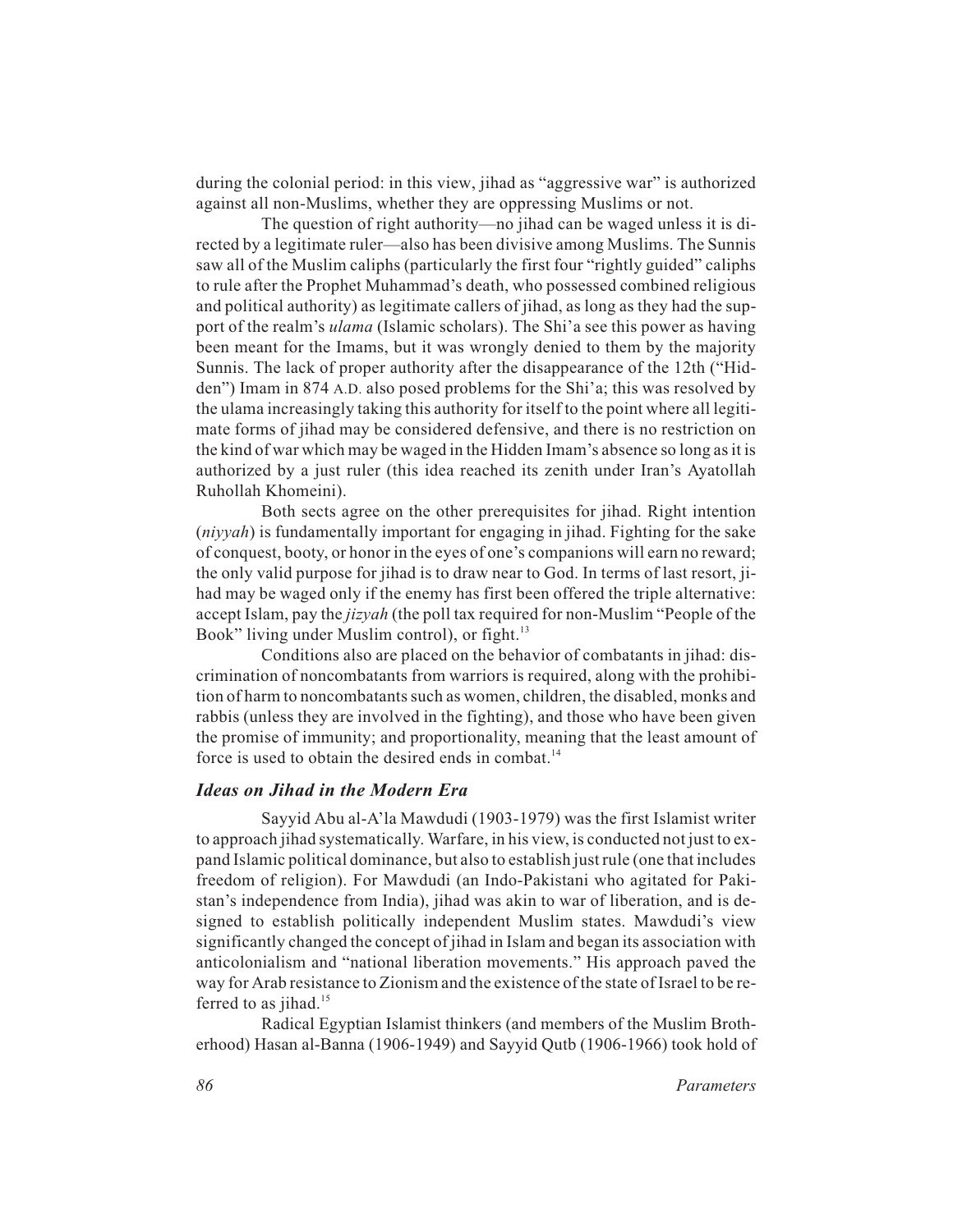during the colonial period: in this view, jihad as "aggressive war" is authorized against all non-Muslims, whether they are oppressing Muslims or not.

The question of right authority—no jihad can be waged unless it is directed by a legitimate ruler—also has been divisive among Muslims. The Sunnis saw all of the Muslim caliphs (particularly the first four "rightly guided" caliphs to rule after the Prophet Muhammad's death, who possessed combined religious and political authority) as legitimate callers of jihad, as long as they had the support of the realm's *ulama* (Islamic scholars). The Shi'a see this power as having been meant for the Imams, but it was wrongly denied to them by the majority Sunnis. The lack of proper authority after the disappearance of the 12th ("Hidden") Imam in 874 A.D. also posed problems for the Shi'a; this was resolved by the ulama increasingly taking this authority for itself to the point where all legitimate forms of jihad may be considered defensive, and there is no restriction on the kind of war which may be waged in the Hidden Imam's absence so long as it is authorized by a just ruler (this idea reached its zenith under Iran's Ayatollah Ruhollah Khomeini).

Both sects agree on the other prerequisites for jihad. Right intention (*niyyah*) is fundamentally important for engaging in jihad. Fighting for the sake of conquest, booty, or honor in the eyes of one's companions will earn no reward; the only valid purpose for jihad is to draw near to God. In terms of last resort, jihad may be waged only if the enemy has first been offered the triple alternative: accept Islam, pay the *jizyah* (the poll tax required for non-Muslim "People of the Book" living under Muslim control), or fight.[13]

Conditions also are placed on the behavior of combatants in jihad: discrimination of noncombatants from warriors is required, along with the prohibition of harm to noncombatants such as women, children, the disabled, monks and rabbis (unless they are involved in the fighting), and those who have been given the promise of immunity; and proportionality, meaning that the least amount of force is used to obtain the desired ends in combat.[14]

### *Ideas on Jihad in the Modern Era*

Sayyid Abu al-A'la Mawdudi (1903-1979) was the first Islamist writer to approach jihad systematically. Warfare, in his view, is conducted not just to expand Islamic political dominance, but also to establish just rule (one that includes freedom of religion). For Mawdudi (an Indo-Pakistani who agitated for Pakistan's independence from India), jihad was akin to war of liberation, and is designed to establish politically independent Muslim states. Mawdudi's view significantly changed the concept of jihad in Islam and began its association with anticolonialism and "national liberation movements." His approach paved the way for Arab resistance to Zionism and the existence of the state of Israel to be referred to as jihad.[15]

Radical Egyptian Islamist thinkers (and members of the Muslim Brotherhood) Hasan al-Banna (1906-1949) and Sayyid Qutb (1906-1966) took hold of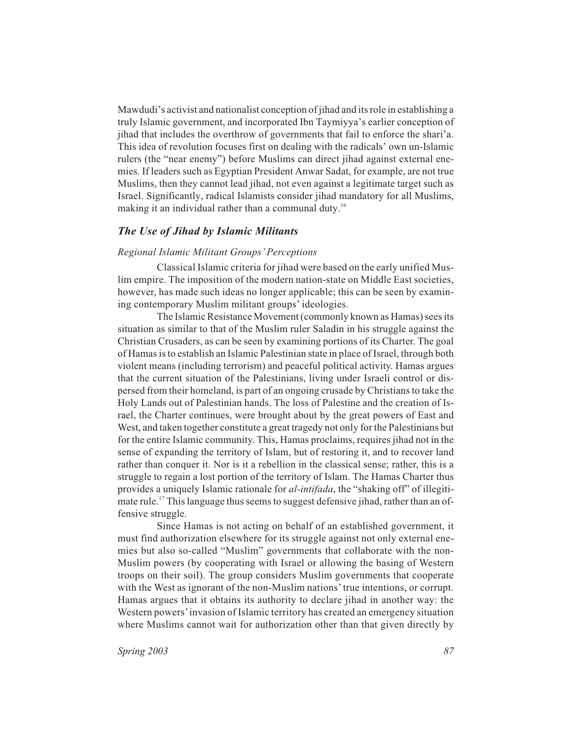Mawdudi's activist and nationalist conception of jihad and its role in establishing a truly Islamic government, and incorporated Ibn Taymiyya's earlier conception of jihad that includes the overthrow of governments that fail to enforce the shari'a. This idea of revolution focuses first on dealing with the radicals' own un-Islamic rulers (the "near enemy") before Muslims can direct jihad against external enemies. If leaders such as Egyptian President Anwar Sadat, for example, are not true Muslims, then they cannot lead jihad, not even against a legitimate target such as Israel. Significantly, radical Islamists consider jihad mandatory for all Muslims, making it an individual rather than a communal duty.[16]

### *The Use of Jihad by Islamic Militants*

#### *Regional Islamic Militant Groups' Perceptions*

Classical Islamic criteria for jihad were based on the early unified Muslim empire. The imposition of the modern nation-state on Middle East societies, however, has made such ideas no longer applicable; this can be seen by examining contemporary Muslim militant groups' ideologies.

The Islamic Resistance Movement (commonly known as Hamas) sees its situation as similar to that of the Muslim ruler Saladin in his struggle against the Christian Crusaders, as can be seen by examining portions of its Charter. The goal of Hamas is to establish an Islamic Palestinian state in place of Israel, through both violent means (including terrorism) and peaceful political activity. Hamas argues that the current situation of the Palestinians, living under Israeli control or dispersed from their homeland, is part of an ongoing crusade by Christians to take the Holy Lands out of Palestinian hands. The loss of Palestine and the creation of Israel, the Charter continues, were brought about by the great powers of East and West, and taken together constitute a great tragedy not only for the Palestinians but for the entire Islamic community. This, Hamas proclaims, requires jihad not in the sense of expanding the territory of Islam, but of restoring it, and to recover land rather than conquer it. Nor is it a rebellion in the classical sense; rather, this is a struggle to regain a lost portion of the territory of Islam. The Hamas Charter thus provides a uniquely Islamic rationale for *al-intifada*, the "shaking off" of illegitimate rule.[17] This language thus seems to suggest defensive jihad, rather than an offensive struggle.

Since Hamas is not acting on behalf of an established government, it must find authorization elsewhere for its struggle against not only external enemies but also so-called "Muslim" governments that collaborate with the non-Muslim powers (by cooperating with Israel or allowing the basing of Western troops on their soil). The group considers Muslim governments that cooperate with the West as ignorant of the non-Muslim nations' true intentions, or corrupt. Hamas argues that it obtains its authority to declare jihad in another way: the Western powers' invasion of Islamic territory has created an emergency situation where Muslims cannot wait for authorization other than that given directly by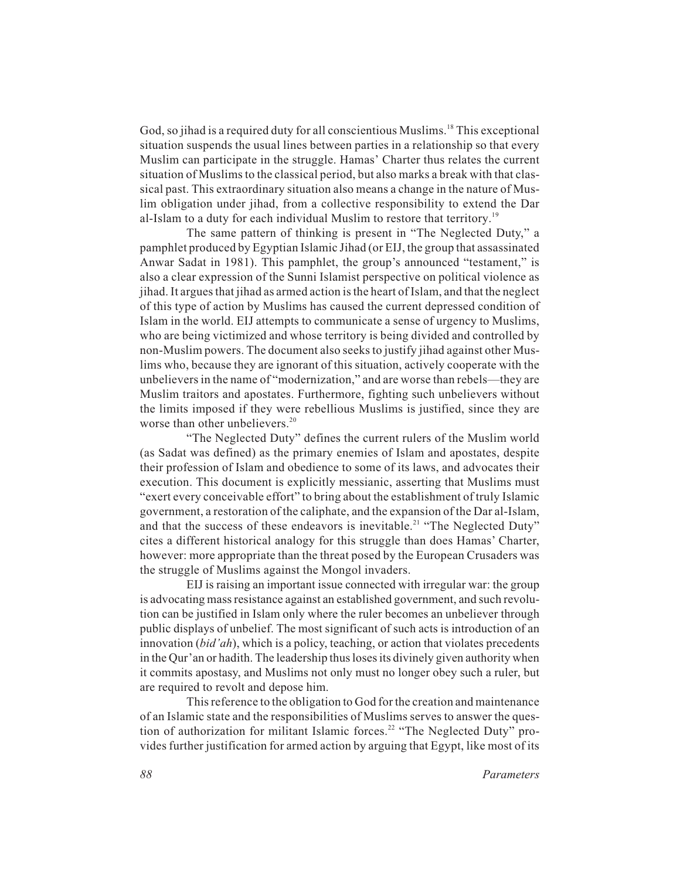God, so jihad is a required duty for all conscientious Muslims.[18] This exceptional situation suspends the usual lines between parties in a relationship so that every Muslim can participate in the struggle. Hamas' Charter thus relates the current situation of Muslims to the classical period, but also marks a break with that classical past. This extraordinary situation also means a change in the nature of Muslim obligation under jihad, from a collective responsibility to extend the Dar al-Islam to a duty for each individual Muslim to restore that territory.[19]

The same pattern of thinking is present in "The Neglected Duty," a pamphlet produced by Egyptian Islamic Jihad (or EIJ, the group that assassinated Anwar Sadat in 1981). This pamphlet, the group's announced "testament," is also a clear expression of the Sunni Islamist perspective on political violence as jihad. It argues that jihad as armed action is the heart of Islam, and that the neglect of this type of action by Muslims has caused the current depressed condition of Islam in the world. EIJ attempts to communicate a sense of urgency to Muslims, who are being victimized and whose territory is being divided and controlled by non-Muslim powers. The document also seeks to justify jihad against other Muslims who, because they are ignorant of this situation, actively cooperate with the unbelievers in the name of "modernization," and are worse than rebels—they are Muslim traitors and apostates. Furthermore, fighting such unbelievers without the limits imposed if they were rebellious Muslims is justified, since they are worse than other unbelievers.[20]

"The Neglected Duty" defines the current rulers of the Muslim world (as Sadat was defined) as the primary enemies of Islam and apostates, despite their profession of Islam and obedience to some of its laws, and advocates their execution. This document is explicitly messianic, asserting that Muslims must "exert every conceivable effort" to bring about the establishment of truly Islamic government, a restoration of the caliphate, and the expansion of the Dar al-Islam, and that the success of these endeavors is inevitable.[21] "The Neglected Duty" cites a different historical analogy for this struggle than does Hamas' Charter, however: more appropriate than the threat posed by the European Crusaders was the struggle of Muslims against the Mongol invaders.

EIJ is raising an important issue connected with irregular war: the group is advocating mass resistance against an established government, and such revolution can be justified in Islam only where the ruler becomes an unbeliever through public displays of unbelief. The most significant of such acts is introduction of an innovation (*bid'ah*), which is a policy, teaching, or action that violates precedents in the Qur'an or hadith. The leadership thus loses its divinely given authority when it commits apostasy, and Muslims not only must no longer obey such a ruler, but are required to revolt and depose him.

This reference to the obligation to God for the creation and maintenance of an Islamic state and the responsibilities of Muslims serves to answer the question of authorization for militant Islamic forces.[22] "The Neglected Duty" provides further justification for armed action by arguing that Egypt, like most of its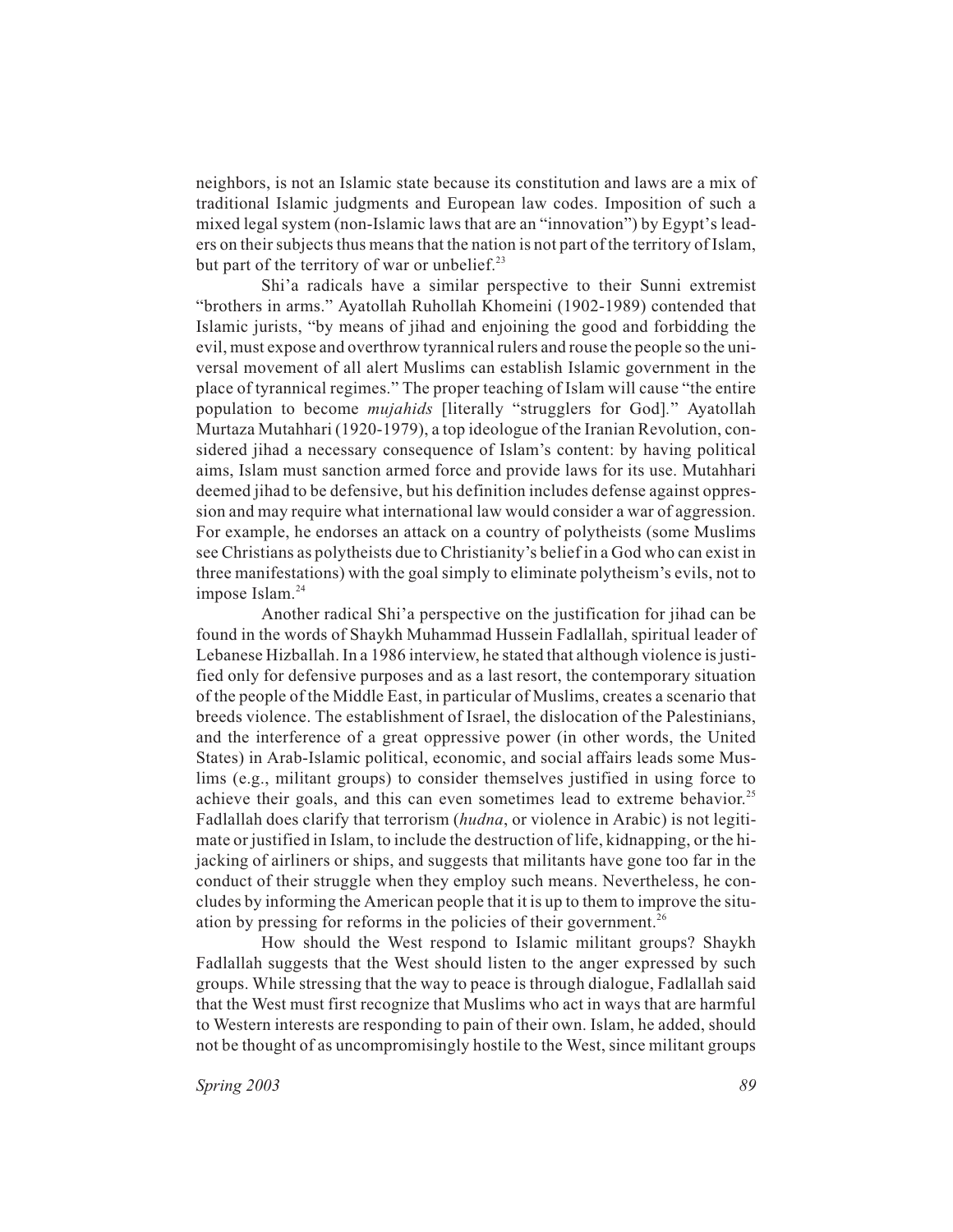neighbors, is not an Islamic state because its constitution and laws are a mix of traditional Islamic judgments and European law codes. Imposition of such a mixed legal system (non-Islamic laws that are an "innovation") by Egypt's leaders on their subjects thus means that the nation is not part of the territory of Islam, but part of the territory of war or unbelief.[23]

Shi'a radicals have a similar perspective to their Sunni extremist "brothers in arms." Ayatollah Ruhollah Khomeini (1902-1989) contended that Islamic jurists, "by means of jihad and enjoining the good and forbidding the evil, must expose and overthrow tyrannical rulers and rouse the people so the universal movement of all alert Muslims can establish Islamic government in the place of tyrannical regimes." The proper teaching of Islam will cause "the entire population to become *mujahids* [literally "strugglers for God]." Ayatollah Murtaza Mutahhari (1920-1979), a top ideologue of the Iranian Revolution, considered jihad a necessary consequence of Islam's content: by having political aims, Islam must sanction armed force and provide laws for its use. Mutahhari deemed jihad to be defensive, but his definition includes defense against oppression and may require what international law would consider a war of aggression. For example, he endorses an attack on a country of polytheists (some Muslims see Christians as polytheists due to Christianity's belief in a God who can exist in three manifestations) with the goal simply to eliminate polytheism's evils, not to impose Islam.[24]

Another radical Shi'a perspective on the justification for jihad can be found in the words of Shaykh Muhammad Hussein Fadlallah, spiritual leader of Lebanese Hizballah. In a 1986 interview, he stated that although violence is justified only for defensive purposes and as a last resort, the contemporary situation of the people of the Middle East, in particular of Muslims, creates a scenario that breeds violence. The establishment of Israel, the dislocation of the Palestinians, and the interference of a great oppressive power (in other words, the United States) in Arab-Islamic political, economic, and social affairs leads some Muslims (e.g., militant groups) to consider themselves justified in using force to achieve their goals, and this can even sometimes lead to extreme behavior.[25] Fadlallah does clarify that terrorism (*hudna*, or violence in Arabic) is not legitimate or justified in Islam, to include the destruction of life, kidnapping, or the hijacking of airliners or ships, and suggests that militants have gone too far in the conduct of their struggle when they employ such means. Nevertheless, he concludes by informing the American people that it is up to them to improve the situation by pressing for reforms in the policies of their government.[26]

How should the West respond to Islamic militant groups? Shaykh Fadlallah suggests that the West should listen to the anger expressed by such groups. While stressing that the way to peace is through dialogue, Fadlallah said that the West must first recognize that Muslims who act in ways that are harmful to Western interests are responding to pain of their own. Islam, he added, should not be thought of as uncompromisingly hostile to the West, since militant groups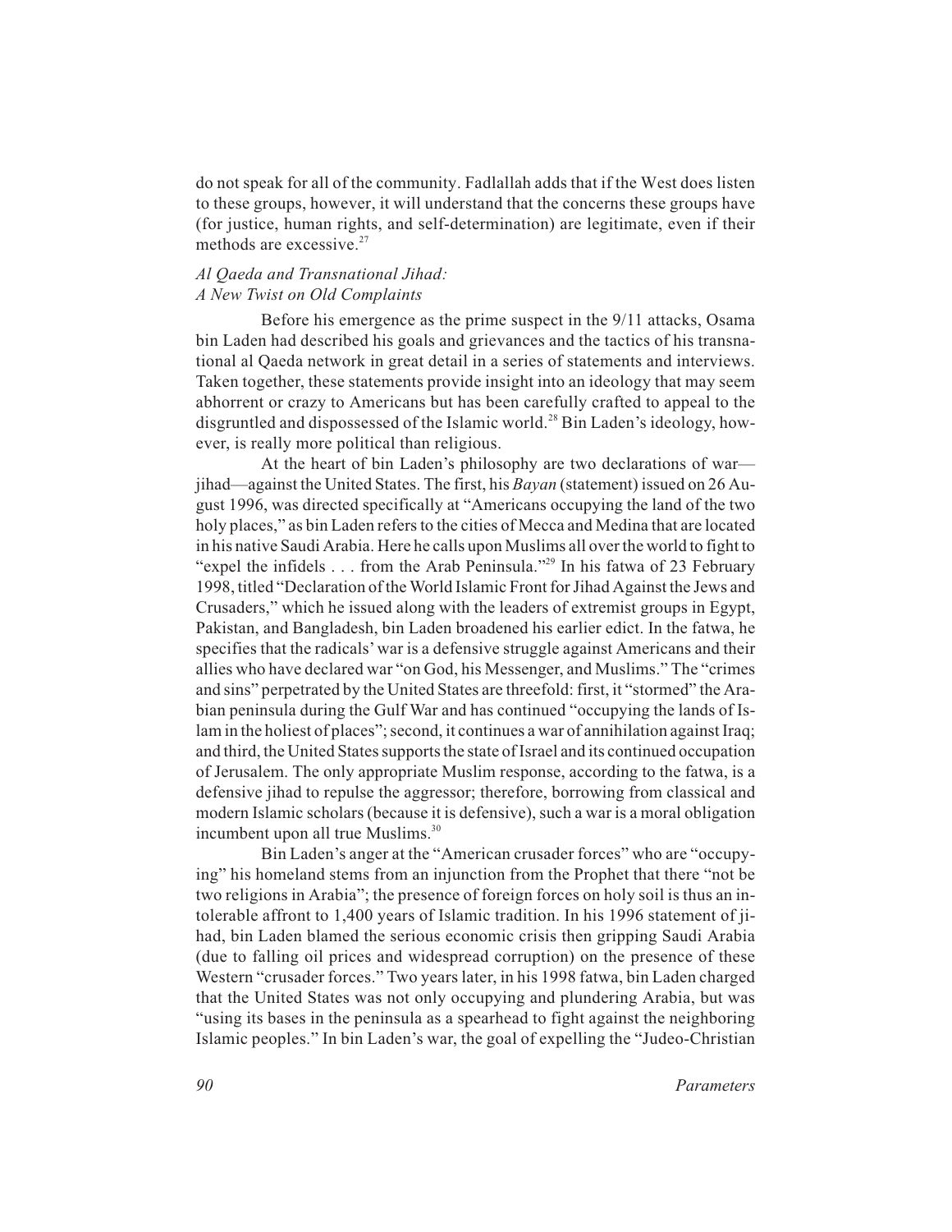do not speak for all of the community. Fadlallah adds that if the West does listen to these groups, however, it will understand that the concerns these groups have (for justice, human rights, and self-determination) are legitimate, even if their methods are excessive.[27]

### *Al Qaeda and Transnational Jihad: A New Twist on Old Complaints*

Before his emergence as the prime suspect in the 9/11 attacks, Osama bin Laden had described his goals and grievances and the tactics of his transnational al Qaeda network in great detail in a series of statements and interviews. Taken together, these statements provide insight into an ideology that may seem abhorrent or crazy to Americans but has been carefully crafted to appeal to the disgruntled and dispossessed of the Islamic world.[28] Bin Laden's ideology, however, is really more political than religious.

At the heart of bin Laden's philosophy are two declarations of war—jihad—against the United States. The first, his *Bayan* (statement) issued on 26 August 1996, was directed specifically at "Americans occupying the land of the two holy places," as bin Laden refers to the cities of Mecca and Medina that are located in his native Saudi Arabia. Here he calls upon Muslims all over the world to fight to "expel the infidels . . . from the Arab Peninsula."[29] In his fatwa of 23 February 1998, titled "Declaration of the World Islamic Front for Jihad Against the Jews and Crusaders," which he issued along with the leaders of extremist groups in Egypt, Pakistan, and Bangladesh, bin Laden broadened his earlier edict. In the fatwa, he specifies that the radicals' war is a defensive struggle against Americans and their allies who have declared war "on God, his Messenger, and Muslims." The "crimes and sins" perpetrated by the United States are threefold: first, it "stormed" the Arabian peninsula during the Gulf War and has continued "occupying the lands of Islam in the holiest of places"; second, it continues a war of annihilation against Iraq; and third, the United States supports the state of Israel and its continued occupation of Jerusalem. The only appropriate Muslim response, according to the fatwa, is a defensive jihad to repulse the aggressor; therefore, borrowing from classical and modern Islamic scholars (because it is defensive), such a war is a moral obligation incumbent upon all true Muslims.[30]

Bin Laden's anger at the "American crusader forces" who are "occupying" his homeland stems from an injunction from the Prophet that there "not be two religions in Arabia"; the presence of foreign forces on holy soil is thus an intolerable affront to 1,400 years of Islamic tradition. In his 1996 statement of jihad, bin Laden blamed the serious economic crisis then gripping Saudi Arabia (due to falling oil prices and widespread corruption) on the presence of these Western "crusader forces." Two years later, in his 1998 fatwa, bin Laden charged that the United States was not only occupying and plundering Arabia, but was "using its bases in the peninsula as a spearhead to fight against the neighboring Islamic peoples." In bin Laden's war, the goal of expelling the "Judeo-Christian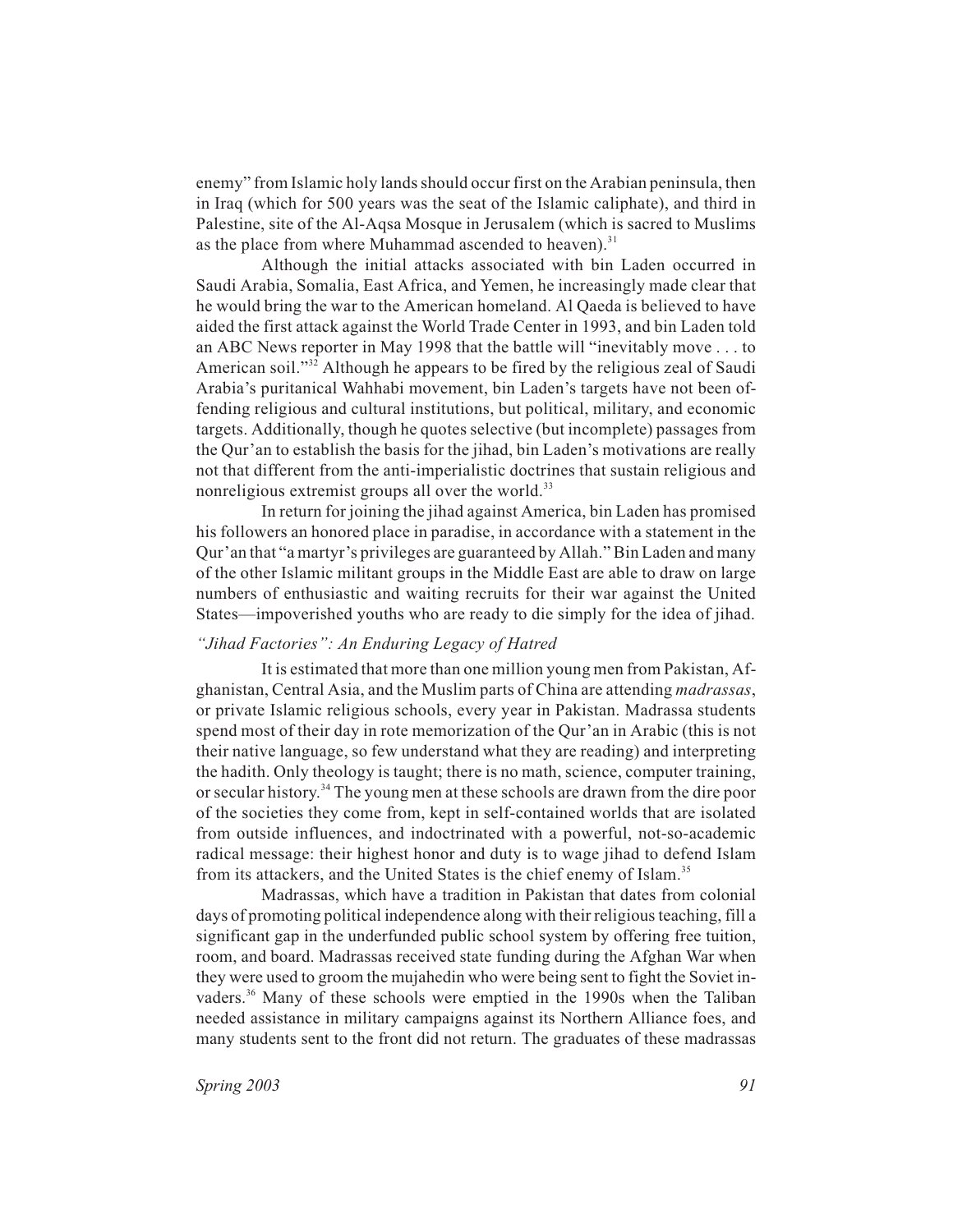enemy" from Islamic holy lands should occur first on the Arabian peninsula, then in Iraq (which for 500 years was the seat of the Islamic caliphate), and third in Palestine, site of the Al-Aqsa Mosque in Jerusalem (which is sacred to Muslims as the place from where Muhammad ascended to heaven).[31]

Although the initial attacks associated with bin Laden occurred in Saudi Arabia, Somalia, East Africa, and Yemen, he increasingly made clear that he would bring the war to the American homeland. Al Qaeda is believed to have aided the first attack against the World Trade Center in 1993, and bin Laden told an ABC News reporter in May 1998 that the battle will "inevitably move . . . to American soil."[32] Although he appears to be fired by the religious zeal of Saudi Arabia's puritanical Wahhabi movement, bin Laden's targets have not been offending religious and cultural institutions, but political, military, and economic targets. Additionally, though he quotes selective (but incomplete) passages from the Qur'an to establish the basis for the jihad, bin Laden's motivations are really not that different from the anti-imperialistic doctrines that sustain religious and nonreligious extremist groups all over the world.[33]

In return for joining the jihad against America, bin Laden has promised his followers an honored place in paradise, in accordance with a statement in the Qur'an that "a martyr's privileges are guaranteed by Allah." Bin Laden and many of the other Islamic militant groups in the Middle East are able to draw on large numbers of enthusiastic and waiting recruits for their war against the United States—impoverished youths who are ready to die simply for the idea of jihad.

### *"Jihad Factories": An Enduring Legacy of Hatred*

It is estimated that more than one million young men from Pakistan, Afghanistan, Central Asia, and the Muslim parts of China are attending *madrassas*, or private Islamic religious schools, every year in Pakistan. Madrassa students spend most of their day in rote memorization of the Qur'an in Arabic (this is not their native language, so few understand what they are reading) and interpreting the hadith. Only theology is taught; there is no math, science, computer training, or secular history.[34] The young men at these schools are drawn from the dire poor of the societies they come from, kept in self-contained worlds that are isolated from outside influences, and indoctrinated with a powerful, not-so-academic radical message: their highest honor and duty is to wage jihad to defend Islam from its attackers, and the United States is the chief enemy of Islam.[35]

Madrassas, which have a tradition in Pakistan that dates from colonial days of promoting political independence along with their religious teaching, fill a significant gap in the underfunded public school system by offering free tuition, room, and board. Madrassas received state funding during the Afghan War when they were used to groom the mujahedin who were being sent to fight the Soviet invaders.[36] Many of these schools were emptied in the 1990s when the Taliban needed assistance in military campaigns against its Northern Alliance foes, and many students sent to the front did not return. The graduates of these madrassas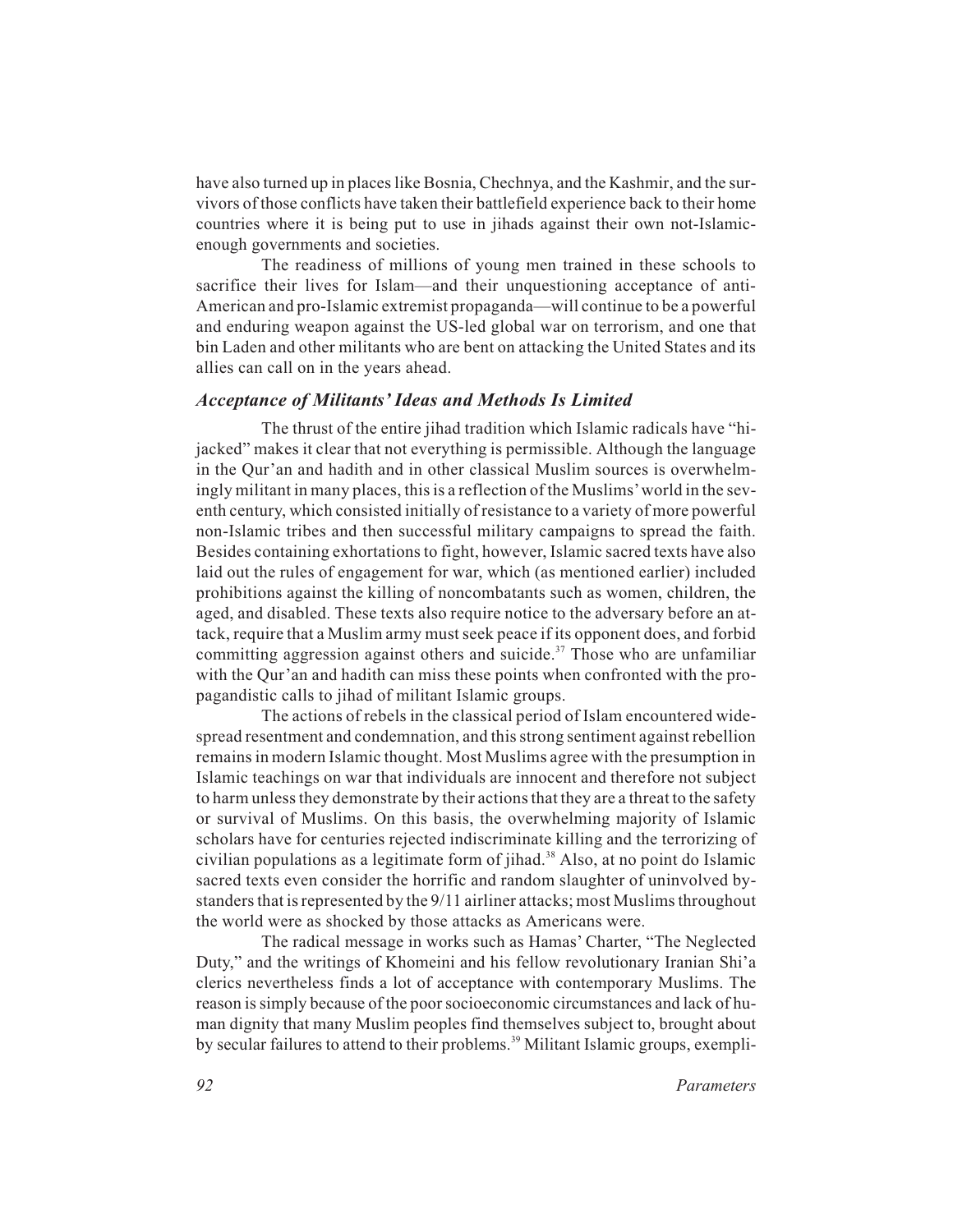have also turned up in places like Bosnia, Chechnya, and the Kashmir, and the survivors of those conflicts have taken their battlefield experience back to their home countries where it is being put to use in jihads against their own not-Islamic-enough governments and societies.

The readiness of millions of young men trained in these schools to sacrifice their lives for Islam—and their unquestioning acceptance of anti-American and pro-Islamic extremist propaganda—will continue to be a powerful and enduring weapon against the US-led global war on terrorism, and one that bin Laden and other militants who are bent on attacking the United States and its allies can call on in the years ahead.

### *Acceptance of Militants' Ideas and Methods Is Limited*

The thrust of the entire jihad tradition which Islamic radicals have "hijacked" makes it clear that not everything is permissible. Although the language in the Qur'an and hadith and in other classical Muslim sources is overwhelmingly militant in many places, this is a reflection of the Muslims' world in the seventh century, which consisted initially of resistance to a variety of more powerful non-Islamic tribes and then successful military campaigns to spread the faith. Besides containing exhortations to fight, however, Islamic sacred texts have also laid out the rules of engagement for war, which (as mentioned earlier) included prohibitions against the killing of noncombatants such as women, children, the aged, and disabled. These texts also require notice to the adversary before an attack, require that a Muslim army must seek peace if its opponent does, and forbid committing aggression against others and suicide.[37] Those who are unfamiliar with the Qur'an and hadith can miss these points when confronted with the propagandistic calls to jihad of militant Islamic groups.

The actions of rebels in the classical period of Islam encountered widespread resentment and condemnation, and this strong sentiment against rebellion remains in modern Islamic thought. Most Muslims agree with the presumption in Islamic teachings on war that individuals are innocent and therefore not subject to harm unless they demonstrate by their actions that they are a threat to the safety or survival of Muslims. On this basis, the overwhelming majority of Islamic scholars have for centuries rejected indiscriminate killing and the terrorizing of civilian populations as a legitimate form of jihad.[38] Also, at no point do Islamic sacred texts even consider the horrific and random slaughter of uninvolved bystanders that is represented by the 9/11 airliner attacks; most Muslims throughout the world were as shocked by those attacks as Americans were.

The radical message in works such as Hamas' Charter, "The Neglected Duty," and the writings of Khomeini and his fellow revolutionary Iranian Shi'a clerics nevertheless finds a lot of acceptance with contemporary Muslims. The reason is simply because of the poor socioeconomic circumstances and lack of human dignity that many Muslim peoples find themselves subject to, brought about by secular failures to attend to their problems.[39] Militant Islamic groups, exempli-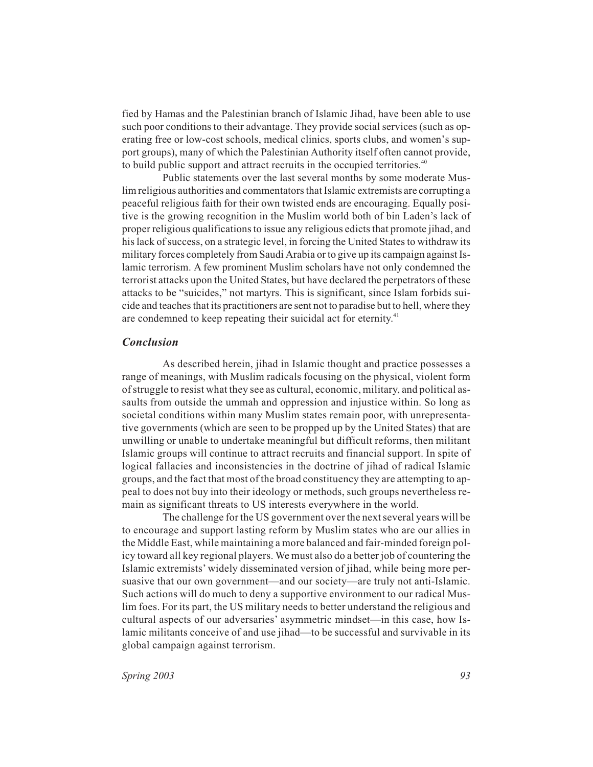fied by Hamas and the Palestinian branch of Islamic Jihad, have been able to use such poor conditions to their advantage. They provide social services (such as operating free or low-cost schools, medical clinics, sports clubs, and women's support groups), many of which the Palestinian Authority itself often cannot provide, to build public support and attract recruits in the occupied territories.[40]

Public statements over the last several months by some moderate Muslim religious authorities and commentators that Islamic extremists are corrupting a peaceful religious faith for their own twisted ends are encouraging. Equally positive is the growing recognition in the Muslim world both of bin Laden's lack of proper religious qualifications to issue any religious edicts that promote jihad, and his lack of success, on a strategic level, in forcing the United States to withdraw its military forces completely from Saudi Arabia or to give up its campaign against Islamic terrorism. A few prominent Muslim scholars have not only condemned the terrorist attacks upon the United States, but have declared the perpetrators of these attacks to be "suicides," not martyrs. This is significant, since Islam forbids suicide and teaches that its practitioners are sent not to paradise but to hell, where they are condemned to keep repeating their suicidal act for eternity.[41]

### *Conclusion*

As described herein, jihad in Islamic thought and practice possesses a range of meanings, with Muslim radicals focusing on the physical, violent form of struggle to resist what they see as cultural, economic, military, and political assaults from outside the ummah and oppression and injustice within. So long as societal conditions within many Muslim states remain poor, with unrepresentative governments (which are seen to be propped up by the United States) that are unwilling or unable to undertake meaningful but difficult reforms, then militant Islamic groups will continue to attract recruits and financial support. In spite of logical fallacies and inconsistencies in the doctrine of jihad of radical Islamic groups, and the fact that most of the broad constituency they are attempting to appeal to does not buy into their ideology or methods, such groups nevertheless remain as significant threats to US interests everywhere in the world.

The challenge for the US government over the next several years will be to encourage and support lasting reform by Muslim states who are our allies in the Middle East, while maintaining a more balanced and fair-minded foreign policy toward all key regional players. We must also do a better job of countering the Islamic extremists' widely disseminated version of jihad, while being more persuasive that our own government—and our society—are truly not anti-Islamic. Such actions will do much to deny a supportive environment to our radical Muslim foes. For its part, the US military needs to better understand the religious and cultural aspects of our adversaries' asymmetric mindset—in this case, how Islamic militants conceive of and use jihad—to be successful and survivable in its global campaign against terrorism.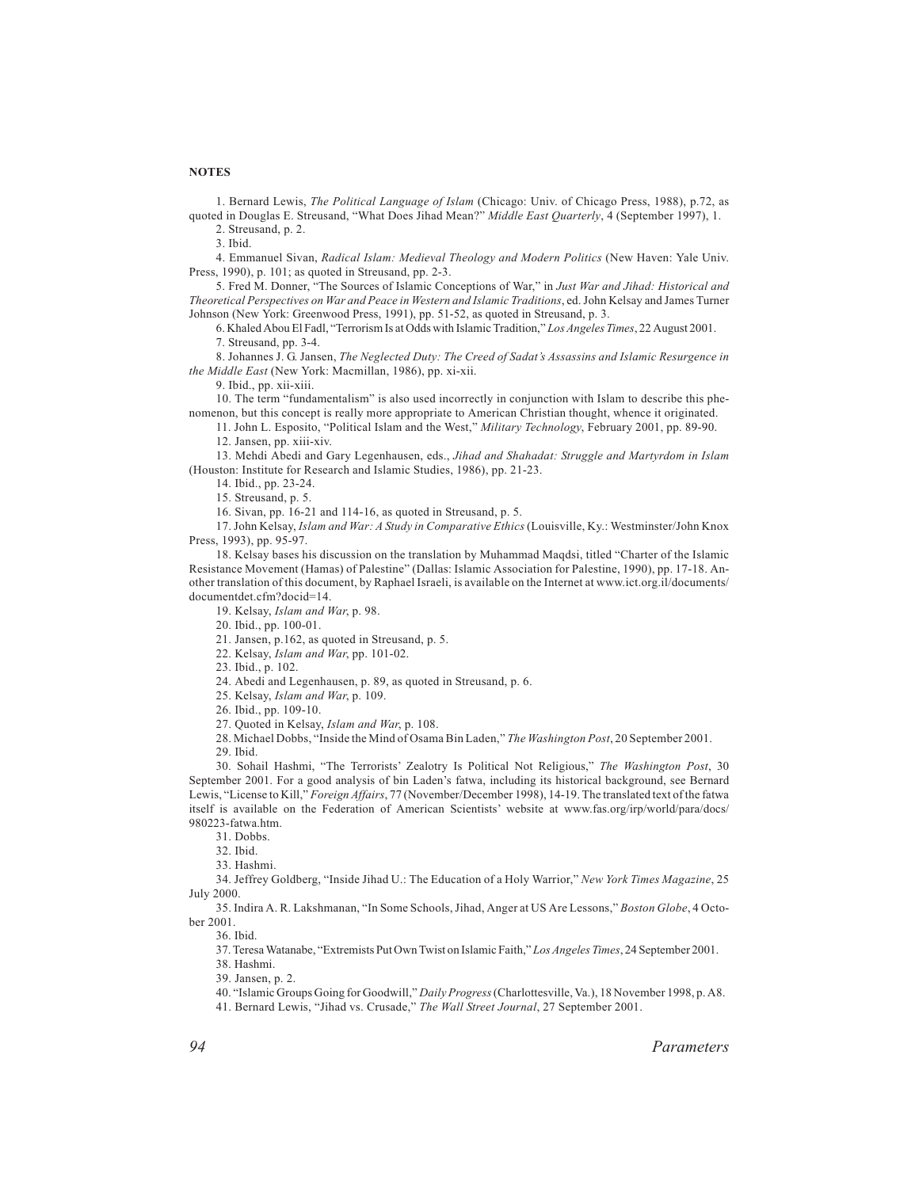**NOTES**

1. Bernard Lewis, *The Political Language of Islam* (Chicago: Univ. of Chicago Press, 1988), p.72, as quoted in Douglas E. Streusand, "What Does Jihad Mean?" *Middle East Quarterly*, 4 (September 1997), 1.

2. Streusand, p. 2.

3. Ibid.

4. Emmanuel Sivan, *Radical Islam: Medieval Theology and Modern Politics* (New Haven: Yale Univ. Press, 1990), p. 101; as quoted in Streusand, pp. 2-3.

5. Fred M. Donner, "The Sources of Islamic Conceptions of War," in *Just War and Jihad: Historical and Theoretical Perspectives on War and Peace in Western and Islamic Traditions*, ed. John Kelsay and James Turner Johnson (New York: Greenwood Press, 1991), pp. 51-52, as quoted in Streusand, p. 3.

6. Khaled Abou El Fadl, "Terrorism Is at Odds with Islamic Tradition," *Los Angeles Times*, 22 August 2001.

7. Streusand, pp. 3-4.

8. Johannes J. G. Jansen, *The Neglected Duty: The Creed of Sadat's Assassins and Islamic Resurgence in the Middle East* (New York: Macmillan, 1986), pp. xi-xii.

9. Ibid., pp. xii-xiii.

10. The term "fundamentalism" is also used incorrectly in conjunction with Islam to describe this phenomenon, but this concept is really more appropriate to American Christian thought, whence it originated.

11. John L. Esposito, "Political Islam and the West," *Military Technology*, February 2001, pp. 89-90.

12. Jansen, pp. xiii-xiv.

13. Mehdi Abedi and Gary Legenhausen, eds., *Jihad and Shahadat: Struggle and Martyrdom in Islam* (Houston: Institute for Research and Islamic Studies, 1986), pp. 21-23.

14. Ibid., pp. 23-24.

15. Streusand, p. 5.

16. Sivan, pp. 16-21 and 114-16, as quoted in Streusand, p. 5.

17. John Kelsay, *Islam and War: A Study in Comparative Ethics* (Louisville, Ky.: Westminster/John Knox Press, 1993), pp. 95-97.

18. Kelsay bases his discussion on the translation by Muhammad Maqdsi, titled "Charter of the Islamic Resistance Movement (Hamas) of Palestine" (Dallas: Islamic Association for Palestine, 1990), pp. 17-18. Another translation of this document, by Raphael Israeli, is available on the Internet at www.ict.org.il/documents/documentdet.cfm?docid=14.

19. Kelsay, *Islam and War*, p. 98.

20. Ibid., pp. 100-01.

21. Jansen, p.162, as quoted in Streusand, p. 5.

22. Kelsay, *Islam and War*, pp. 101-02.

23. Ibid., p. 102.

24. Abedi and Legenhausen, p. 89, as quoted in Streusand, p. 6.

25. Kelsay, *Islam and War*, p. 109.

26. Ibid., pp. 109-10.

27. Quoted in Kelsay, *Islam and War*, p. 108.

28. Michael Dobbs, "Inside the Mind of Osama Bin Laden," *The Washington Post*, 20 September 2001.

29. Ibid.

30. Sohail Hashmi, "The Terrorists' Zealotry Is Political Not Religious," *The Washington Post*, 30 September 2001. For a good analysis of bin Laden's fatwa, including its historical background, see Bernard Lewis, "License to Kill," *Foreign Affairs*, 77 (November/December 1998), 14-19. The translated text of the fatwa itself is available on the Federation of American Scientists' website at www.fas.org/irp/world/para/docs/980223-fatwa.htm.

31. Dobbs.

32. Ibid.

33. Hashmi.

34. Jeffrey Goldberg, "Inside Jihad U.: The Education of a Holy Warrior," *New York Times Magazine*, 25 July 2000.

35. Indira A. R. Lakshmanan, "In Some Schools, Jihad, Anger at US Are Lessons," *Boston Globe*, 4 October 2001.

36. Ibid.

37. Teresa Watanabe, "Extremists Put Own Twist on Islamic Faith," *Los Angeles Times*, 24 September 2001.

38. Hashmi.

39. Jansen, p. 2.

40. "Islamic Groups Going for Goodwill," *Daily Progress* (Charlottesville, Va.), 18 November 1998, p. A8.

41. Bernard Lewis, "Jihad vs. Crusade," *The Wall Street Journal*, 27 September 2001.